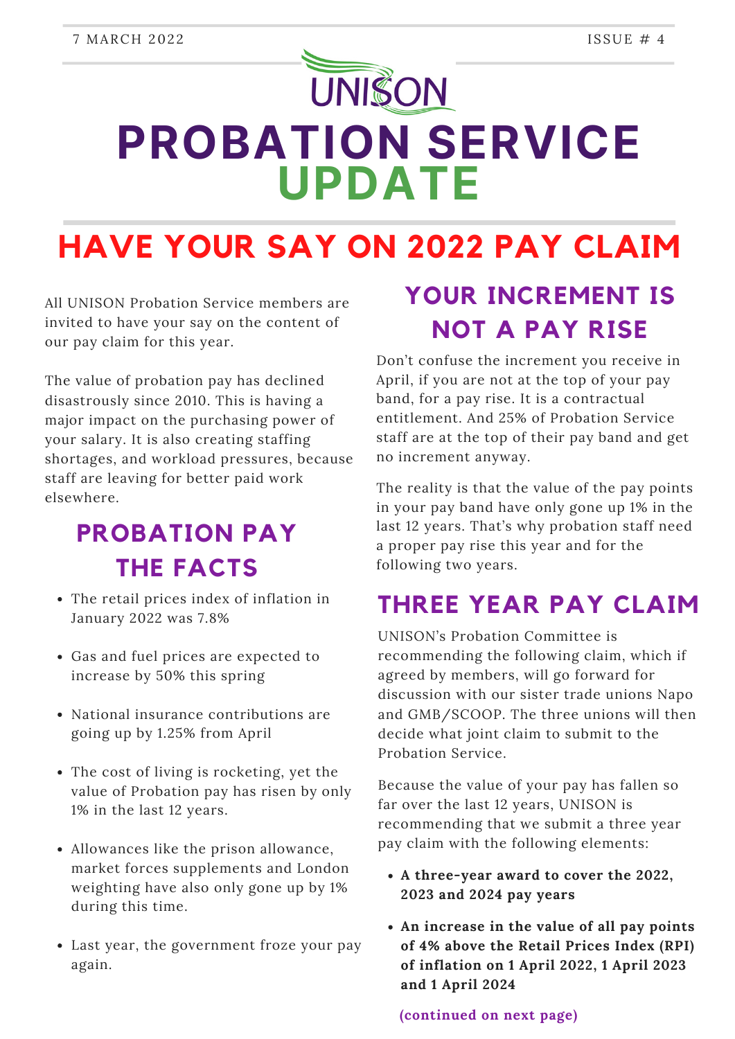7 MARCH 2022 ISSUE # 4

UNISON

# PROBATION SERVICE UPDATE

## HAVE YOUR SAY ON 2022 PAY CLAIM

All UNISON Probation Service members are invited to have your say on the content of our pay claim for this year.

The value of probation pay has declined disastrously since 2010. This is having a major impact on the purchasing power of your salary. It is also creating staffing shortages, and workload pressures, because staff are leaving for better paid work elsewhere.

### PROBATION PAY THE FACTS

- The retail prices index of inflation in January 2022 was 7.8%
- Gas and fuel prices are expected to increase by 50% this spring
- National insurance contributions are going up by 1.25% from April
- The cost of living is rocketing, yet the value of Probation pay has risen by only 1% in the last 12 years.
- Allowances like the prison allowance, market forces supplements and London weighting have also only gone up by 1% during this time.
- Last year, the government froze your pay again.

### YOUR INCREMENT IS NOT A PAY RISE

Don't confuse the increment you receive in April, if you are not at the top of your pay band, for a pay rise. It is a contractual entitlement. And 25% of Probation Service staff are at the top of their pay band and get no increment anyway.

The reality is that the value of the pay points in your pay band have only gone up 1% in the last 12 years. That's why probation staff need a proper pay rise this year and for the following two years.

### THREE YEAR PAY CLAIM

UNISON's Probation Committee is recommending the following claim, which if agreed by members, will go forward for discussion with our sister trade unions Napo and GMB/SCOOP. The three unions will then decide what joint claim to submit to the Probation Service.

Because the value of your pay has fallen so far over the last 12 years, UNISON is recommending that we submit a three year pay claim with the following elements:

- **A three-year award to cover the 2022, 2023 and 2024 pay years**
- **An increase in the value of all pay points of 4% above the Retail Prices Index (RPI) of inflation on 1 April 2022, 1 April 2023 and 1 April 2024**

**(continued on next page)**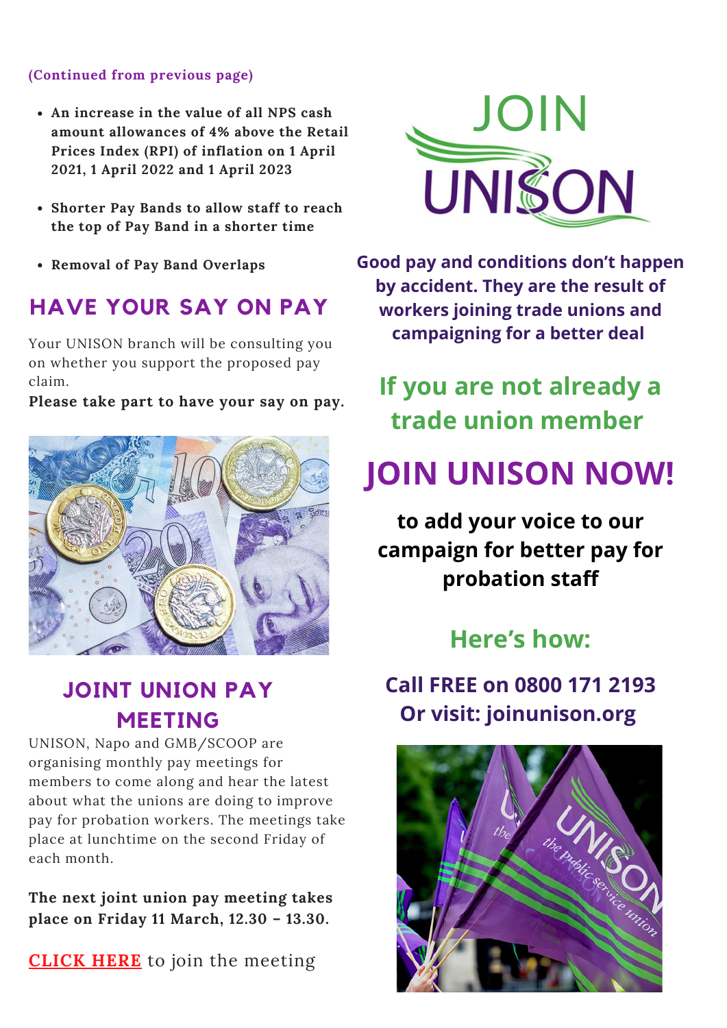(Continued from previous page)

- **An increase in the value of all NPS cash amount allowances of 4% above the Retail Prices Index (RPI) of inflation on 1 April 2021, 1 April 2022 and 1 April 2023**
- **Shorter Pay Bands to allow staff to reach the top of Pay Band in a shorter time**
- **Removal of Pay Band Overlaps**

## HAVE YOUR SAY ON PAY

Your UNISON branch will be consulting you on whether you support the proposed pay claim.
**Please take part to have your say on pay.**

## JOINT UNION PAY MEETING

UNISON, Napo and GMB/SCOOP are organising monthly pay meetings for members to come along and hear the latest about what the unions are doing to improve pay for probation workers. The meetings take place at lunchtime on the second Friday of each month.

**The next joint union pay meeting takes place on Friday 11 March, 12.30 – 13.30.**

**CLICK HERE** to join the meeting

# JOIN UNISON

**Good pay and conditions don't happen by accident. They are the result of workers joining trade unions and campaigning for a better deal**

## If you are not already a trade union member

# JOIN UNISON NOW!

**to add your voice to our campaign for better pay for probation staff**

## Here's how:

**Call FREE on 0800 171 2193**
**Or visit: joinunison.org**